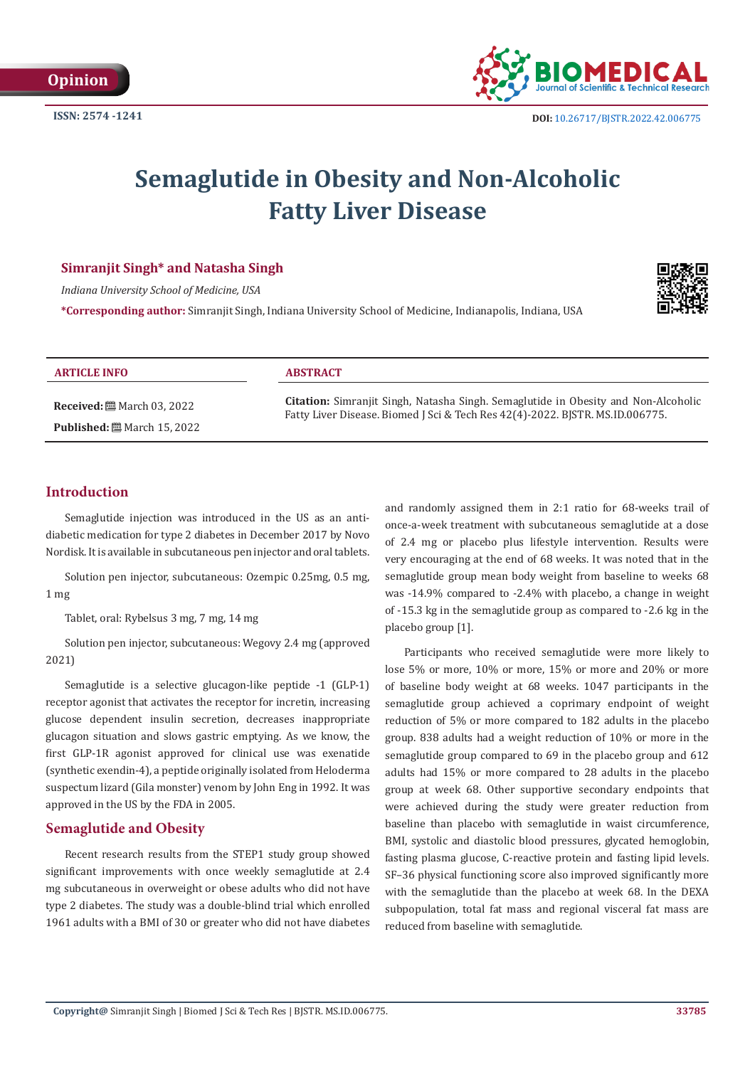# Semaglutide in Obesity and Non-Alcoholic Fatty Liver Disease

**Simranjit Singh* and Natasha Singh**

*Indiana University School of Medicine, USA*

***Corresponding author:** Simranjit Singh, Indiana University School of Medicine, Indianapolis, Indiana, USA

**ARTICLE INFO**

**Received:** March 03, 2022

**Published:** March 15, 2022

**ABSTRACT**

**Citation:** Simranjit Singh, Natasha Singh. Semaglutide in Obesity and Non-Alcoholic Fatty Liver Disease. Biomed J Sci & Tech Res 42(4)-2022. BJSTR. MS.ID.006775.

## Introduction

Semaglutide injection was introduced in the US as an anti-diabetic medication for type 2 diabetes in December 2017 by Novo Nordisk. It is available in subcutaneous pen injector and oral tablets.

Solution pen injector, subcutaneous: Ozempic 0.25mg, 0.5 mg, 1 mg

Tablet, oral: Rybelsus 3 mg, 7 mg, 14 mg

Solution pen injector, subcutaneous: Wegovy 2.4 mg (approved 2021)

Semaglutide is a selective glucagon-like peptide -1 (GLP-1) receptor agonist that activates the receptor for incretin, increasing glucose dependent insulin secretion, decreases inappropriate glucagon situation and slows gastric emptying. As we know, the first GLP-1R agonist approved for clinical use was exenatide (synthetic exendin-4), a peptide originally isolated from Heloderma suspectum lizard (Gila monster) venom by John Eng in 1992. It was approved in the US by the FDA in 2005.

## Semaglutide and Obesity

Recent research results from the STEP1 study group showed significant improvements with once weekly semaglutide at 2.4 mg subcutaneous in overweight or obese adults who did not have type 2 diabetes. The study was a double-blind trial which enrolled 1961 adults with a BMI of 30 or greater who did not have diabetes and randomly assigned them in 2:1 ratio for 68-weeks trail of once-a-week treatment with subcutaneous semaglutide at a dose of 2.4 mg or placebo plus lifestyle intervention. Results were very encouraging at the end of 68 weeks. It was noted that in the semaglutide group mean body weight from baseline to weeks 68 was -14.9% compared to -2.4% with placebo, a change in weight of -15.3 kg in the semaglutide group as compared to -2.6 kg in the placebo group [1].

Participants who received semaglutide were more likely to lose 5% or more, 10% or more, 15% or more and 20% or more of baseline body weight at 68 weeks. 1047 participants in the semaglutide group achieved a coprimary endpoint of weight reduction of 5% or more compared to 182 adults in the placebo group. 838 adults had a weight reduction of 10% or more in the semaglutide group compared to 69 in the placebo group and 612 adults had 15% or more compared to 28 adults in the placebo group at week 68. Other supportive secondary endpoints that were achieved during the study were greater reduction from baseline than placebo with semaglutide in waist circumference, BMI, systolic and diastolic blood pressures, glycated hemoglobin, fasting plasma glucose, C-reactive protein and fasting lipid levels. SF–36 physical functioning score also improved significantly more with the semaglutide than the placebo at week 68. In the DEXA subpopulation, total fat mass and regional visceral fat mass are reduced from baseline with semaglutide.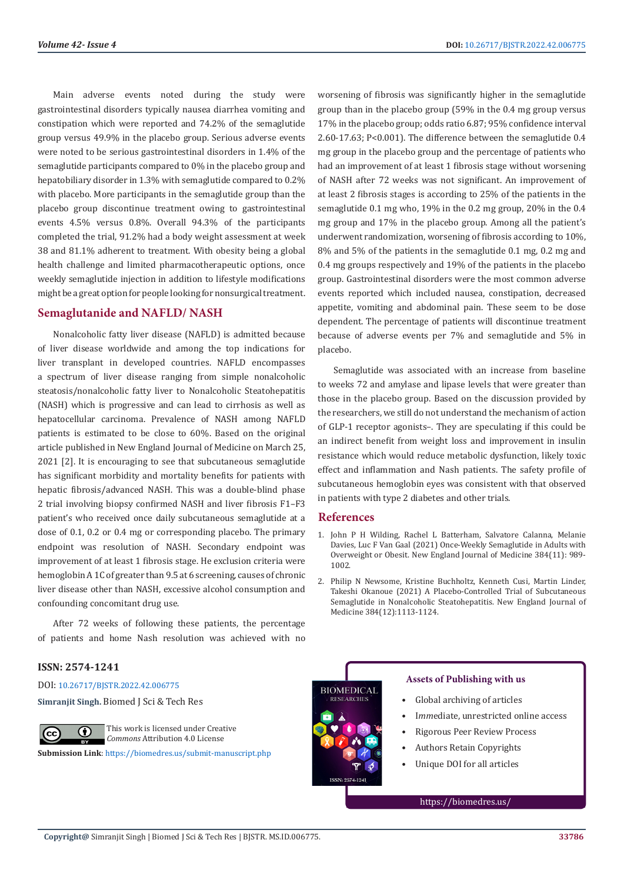Main adverse events noted during the study were gastrointestinal disorders typically nausea diarrhea vomiting and constipation which were reported and 74.2% of the semaglutide group versus 49.9% in the placebo group. Serious adverse events were noted to be serious gastrointestinal disorders in 1.4% of the semaglutide participants compared to 0% in the placebo group and hepatobiliary disorder in 1.3% with semaglutide compared to 0.2% with placebo. More participants in the semaglutide group than the placebo group discontinue treatment owing to gastrointestinal events 4.5% versus 0.8%. Overall 94.3% of the participants completed the trial, 91.2% had a body weight assessment at week 38 and 81.1% adherent to treatment. With obesity being a global health challenge and limited pharmacotherapeutic options, once weekly semaglutide injection in addition to lifestyle modifications might be a great option for people looking for nonsurgical treatment.

## Semaglutanide and NAFLD/ NASH

Nonalcoholic fatty liver disease (NAFLD) is admitted because of liver disease worldwide and among the top indications for liver transplant in developed countries. NAFLD encompasses a spectrum of liver disease ranging from simple nonalcoholic steatosis/nonalcoholic fatty liver to Nonalcoholic Steatohepatitis (NASH) which is progressive and can lead to cirrhosis as well as hepatocellular carcinoma. Prevalence of NASH among NAFLD patients is estimated to be close to 60%. Based on the original article published in New England Journal of Medicine on March 25, 2021 [2]. It is encouraging to see that subcutaneous semaglutide has significant morbidity and mortality benefits for patients with hepatic fibrosis/advanced NASH. This was a double-blind phase 2 trial involving biopsy confirmed NASH and liver fibrosis F1–F3 patient's who received once daily subcutaneous semaglutide at a dose of 0.1, 0.2 or 0.4 mg or corresponding placebo. The primary endpoint was resolution of NASH. Secondary endpoint was improvement of at least 1 fibrosis stage. He exclusion criteria were hemoglobin A 1C of greater than 9.5 at 6 screening, causes of chronic liver disease other than NASH, excessive alcohol consumption and confounding concomitant drug use.

After 72 weeks of following these patients, the percentage of patients and home Nash resolution was achieved with no worsening of fibrosis was significantly higher in the semaglutide group than in the placebo group (59% in the 0.4 mg group versus 17% in the placebo group; odds ratio 6.87; 95% confidence interval 2.60-17.63; P<0.001). The difference between the semaglutide 0.4 mg group in the placebo group and the percentage of patients who had an improvement of at least 1 fibrosis stage without worsening of NASH after 72 weeks was not significant. An improvement of at least 2 fibrosis stages is according to 25% of the patients in the semaglutide 0.1 mg who, 19% in the 0.2 mg group, 20% in the 0.4 mg group and 17% in the placebo group. Among all the patient's underwent randomization, worsening of fibrosis according to 10%, 8% and 5% of the patients in the semaglutide 0.1 mg, 0.2 mg and 0.4 mg groups respectively and 19% of the patients in the placebo group. Gastrointestinal disorders were the most common adverse events reported which included nausea, constipation, decreased appetite, vomiting and abdominal pain. These seem to be dose dependent. The percentage of patients will discontinue treatment because of adverse events per 7% and semaglutide and 5% in placebo.

Semaglutide was associated with an increase from baseline to weeks 72 and amylase and lipase levels that were greater than those in the placebo group. Based on the discussion provided by the researchers, we still do not understand the mechanism of action of GLP-1 receptor agonists–. They are speculating if this could be an indirect benefit from weight loss and improvement in insulin resistance which would reduce metabolic dysfunction, likely toxic effect and inflammation and Nash patients. The safety profile of subcutaneous hemoglobin eyes was consistent with that observed in patients with type 2 diabetes and other trials.

## References

1. John P H Wilding, Rachel L Batterham, Salvatore Calanna, Melanie Davies, Luc F Van Gaal (2021) Once-Weekly Semaglutide in Adults with Overweight or Obesit. New England Journal of Medicine 384(11): 989-1002.
2. Philip N Newsome, Kristine Buchholtz, Kenneth Cusi, Martin Linder, Takeshi Okanoue (2021) A Placebo-Controlled Trial of Subcutaneous Semaglutide in Nonalcoholic Steatohepatitis. New England Journal of Medicine 384(12):1113-1124.

**ISSN: 2574-1241**

DOI: 10.26717/BJSTR.2022.42.006775

**Simranjit Singh.** Biomed J Sci & Tech Res

This work is licensed under Creative *Commons* Attribution 4.0 License

**Submission Link**: https://biomedres.us/submit-manuscript.php

**Assets of Publishing with us**

- Global archiving of articles
- Immediate, unrestricted online access
- Rigorous Peer Review Process
- Authors Retain Copyrights
- Unique DOI for all articles

https://biomedres.us/